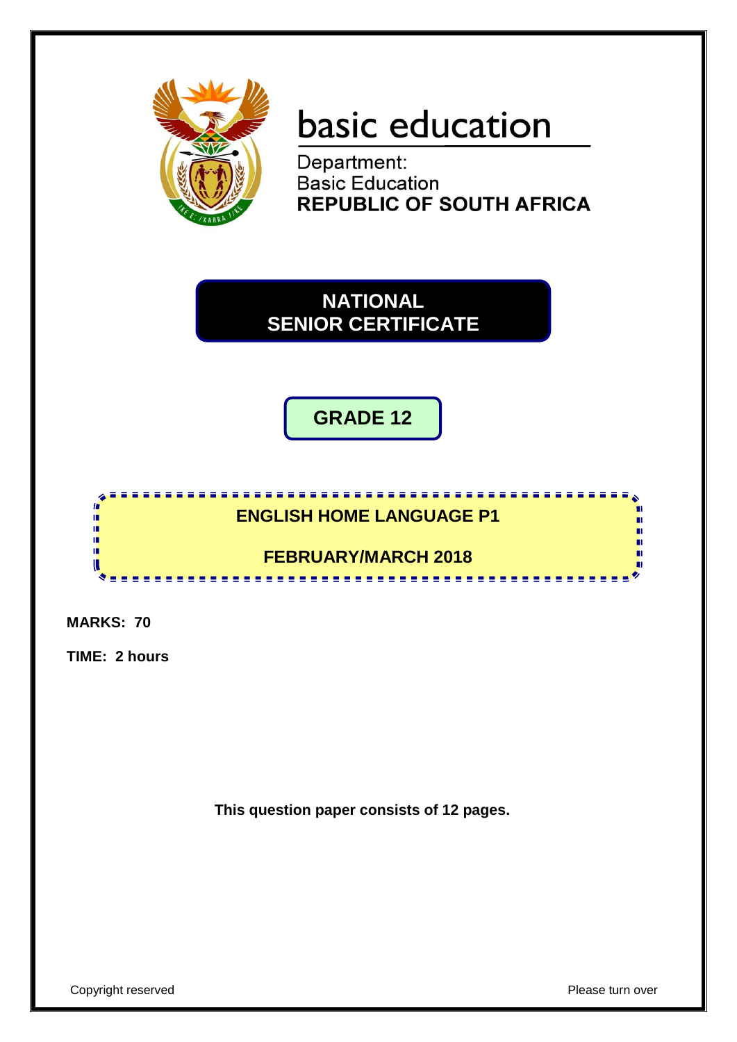basic education

Department:
Basic Education
**REPUBLIC OF SOUTH AFRICA**

# NATIONAL SENIOR CERTIFICATE

## GRADE 12

## ENGLISH HOME LANGUAGE P1

## FEBRUARY/MARCH 2018

**MARKS: 70**

**TIME: 2 hours**

**This question paper consists of 12 pages.**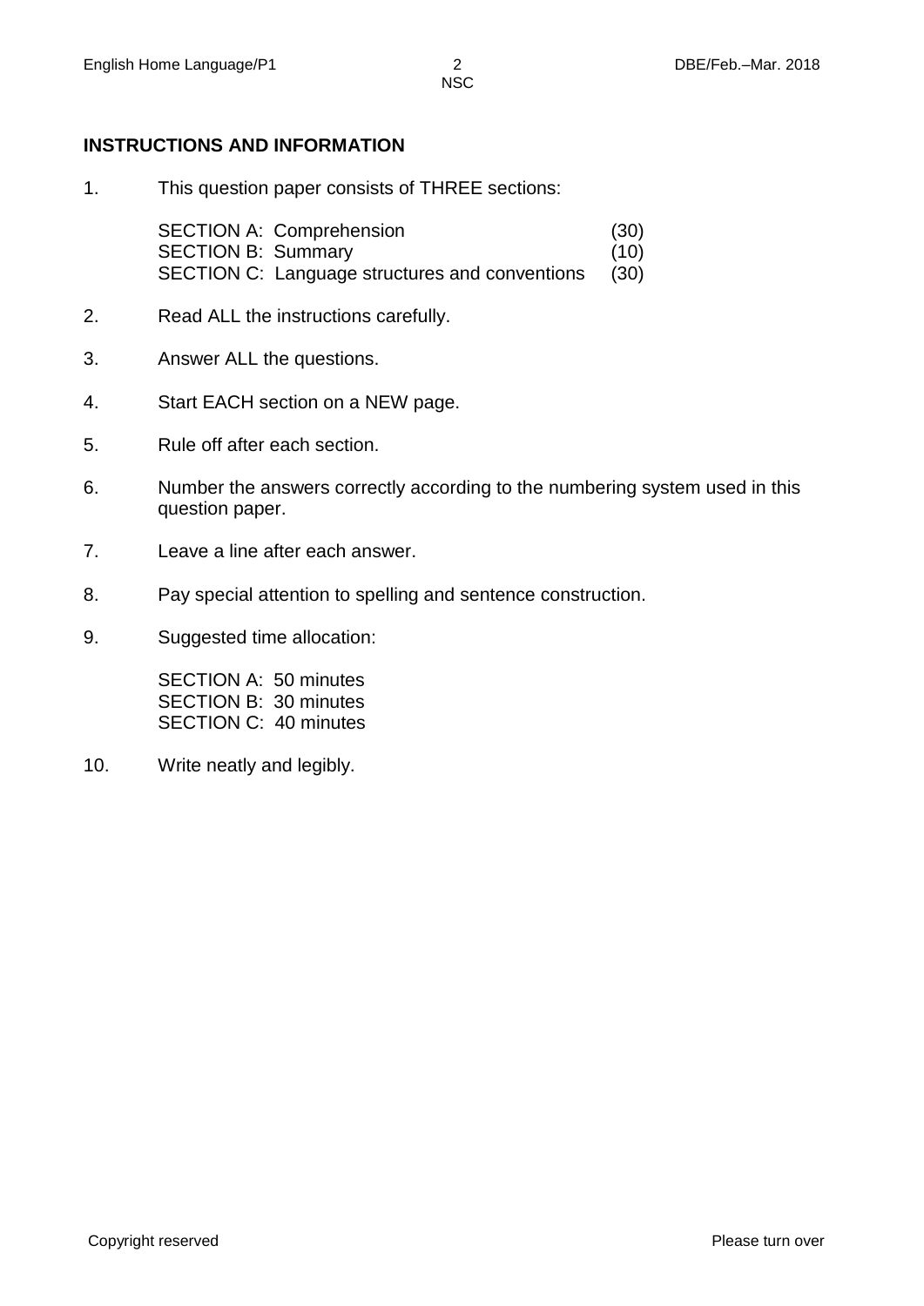## INSTRUCTIONS AND INFORMATION

1. This question paper consists of THREE sections:

   | | |
   |---|---|
   | SECTION A: Comprehension | (30) |
   | SECTION B: Summary | (10) |
   | SECTION C: Language structures and conventions | (30) |

2. Read ALL the instructions carefully.

3. Answer ALL the questions.

4. Start EACH section on a NEW page.

5. Rule off after each section.

6. Number the answers correctly according to the numbering system used in this question paper.

7. Leave a line after each answer.

8. Pay special attention to spelling and sentence construction.

9. Suggested time allocation:

   SECTION A: 50 minutes
   SECTION B: 30 minutes
   SECTION C: 40 minutes

10. Write neatly and legibly.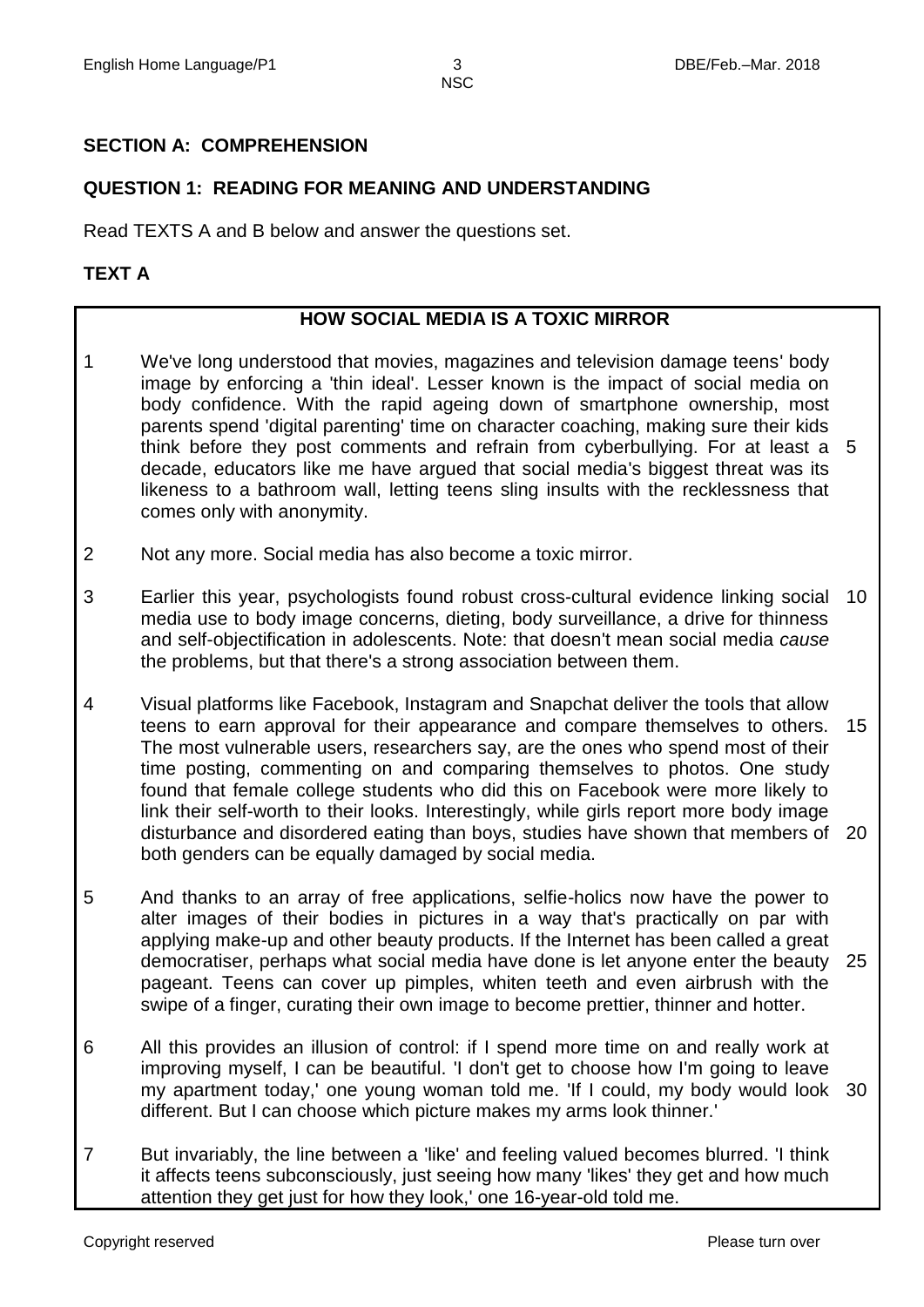## SECTION A: COMPREHENSION

### QUESTION 1: READING FOR MEANING AND UNDERSTANDING

Read TEXTS A and B below and answer the questions set.

### TEXT A

**HOW SOCIAL MEDIA IS A TOXIC MIRROR**

1 We've long understood that movies, magazines and television damage teens' body image by enforcing a 'thin ideal'. Lesser known is the impact of social media on body confidence. With the rapid ageing down of smartphone ownership, most parents spend 'digital parenting' time on character coaching, making sure their kids think before they post comments and refrain from cyberbullying. For at least a decade, educators like me have argued that social media's biggest threat was its likeness to a bathroom wall, letting teens sling insults with the recklessness that comes only with anonymity. 5

2 Not any more. Social media has also become a toxic mirror.

3 Earlier this year, psychologists found robust cross-cultural evidence linking social media use to body image concerns, dieting, body surveillance, a drive for thinness and self-objectification in adolescents. Note: that doesn't mean social media *cause* the problems, but that there's a strong association between them. 10

4 Visual platforms like Facebook, Instagram and Snapchat deliver the tools that allow teens to earn approval for their appearance and compare themselves to others. The most vulnerable users, researchers say, are the ones who spend most of their time posting, commenting on and comparing themselves to photos. One study found that female college students who did this on Facebook were more likely to link their self-worth to their looks. Interestingly, while girls report more body image disturbance and disordered eating than boys, studies have shown that members of both genders can be equally damaged by social media. 15 20

5 And thanks to an array of free applications, selfie-holics now have the power to alter images of their bodies in pictures in a way that's practically on par with applying make-up and other beauty products. If the Internet has been called a great democratiser, perhaps what social media have done is let anyone enter the beauty pageant. Teens can cover up pimples, whiten teeth and even airbrush with the swipe of a finger, curating their own image to become prettier, thinner and hotter. 25

6 All this provides an illusion of control: if I spend more time on and really work at improving myself, I can be beautiful. 'I don't get to choose how I'm going to leave my apartment today,' one young woman told me. 'If I could, my body would look different. But I can choose which picture makes my arms look thinner.' 30

7 But invariably, the line between a 'like' and feeling valued becomes blurred. 'I think it affects teens subconsciously, just seeing how many 'likes' they get and how much attention they get just for how they look,' one 16-year-old told me.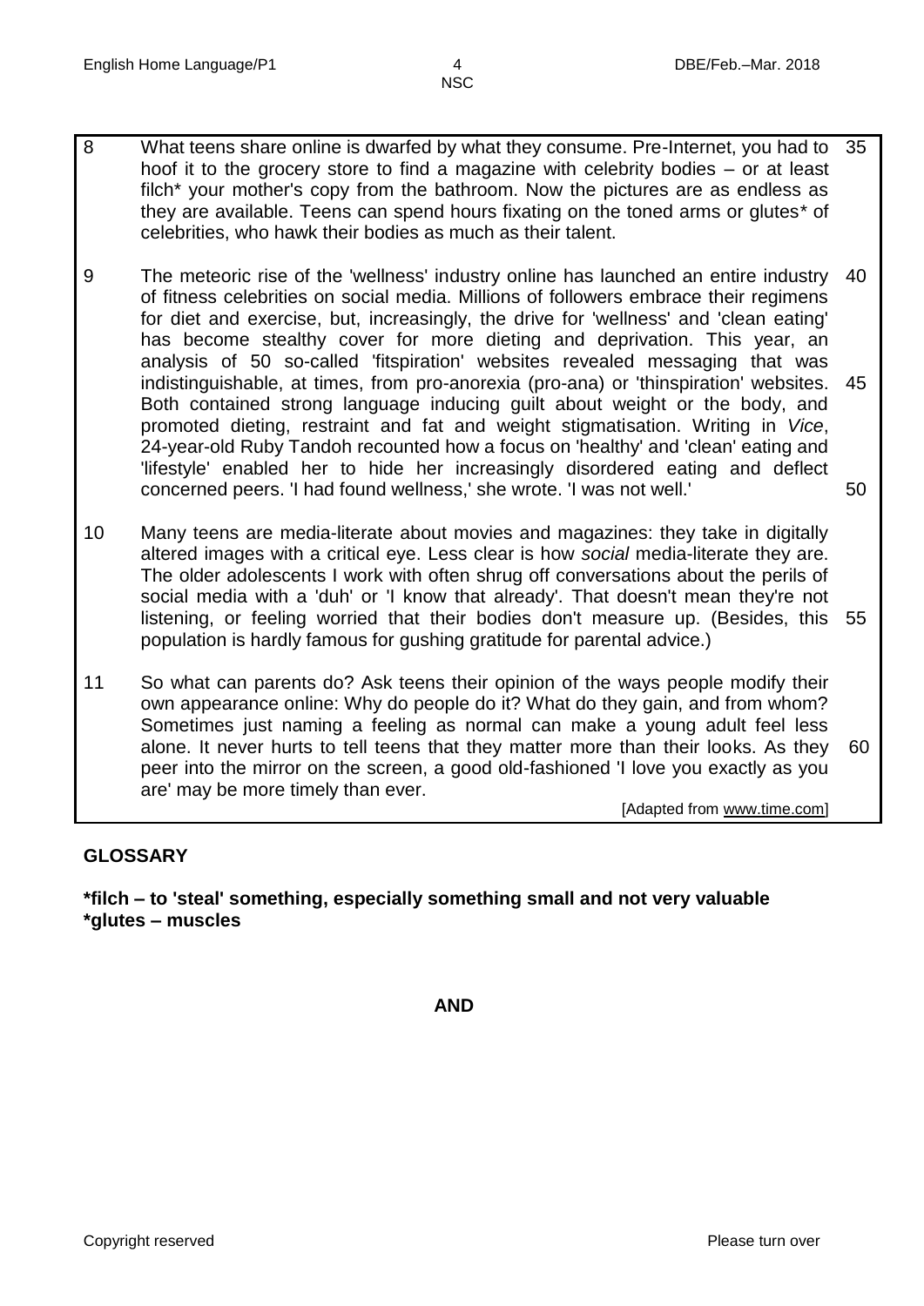8 What teens share online is dwarfed by what they consume. Pre-Internet, you had to hoof it to the grocery store to find a magazine with celebrity bodies – or at least filch* your mother's copy from the bathroom. Now the pictures are as endless as they are available. Teens can spend hours fixating on the toned arms or glutes* of celebrities, who hawk their bodies as much as their talent.

9 The meteoric rise of the 'wellness' industry online has launched an entire industry of fitness celebrities on social media. Millions of followers embrace their regimens for diet and exercise, but, increasingly, the drive for 'wellness' and 'clean eating' has become stealthy cover for more dieting and deprivation. This year, an analysis of 50 so-called 'fitspiration' websites revealed messaging that was indistinguishable, at times, from pro-anorexia (pro-ana) or 'thinspiration' websites. Both contained strong language inducing guilt about weight or the body, and promoted dieting, restraint and fat and weight stigmatisation. Writing in *Vice*, 24-year-old Ruby Tandoh recounted how a focus on 'healthy' and 'clean' eating and 'lifestyle' enabled her to hide her increasingly disordered eating and deflect concerned peers. 'I had found wellness,' she wrote. 'I was not well.'

10 Many teens are media-literate about movies and magazines: they take in digitally altered images with a critical eye. Less clear is how *social* media-literate they are. The older adolescents I work with often shrug off conversations about the perils of social media with a 'duh' or 'I know that already'. That doesn't mean they're not listening, or feeling worried that their bodies don't measure up. (Besides, this population is hardly famous for gushing gratitude for parental advice.)

11 So what can parents do? Ask teens their opinion of the ways people modify their own appearance online: Why do people do it? What do they gain, and from whom? Sometimes just naming a feeling as normal can make a young adult feel less alone. It never hurts to tell teens that they matter more than their looks. As they peer into the mirror on the screen, a good old-fashioned 'I love you exactly as you are' may be more timely than ever.

[Adapted from www.time.com]

**GLOSSARY**

**\*filch – to 'steal' something, especially something small and not very valuable**
**\*glutes – muscles**

**AND**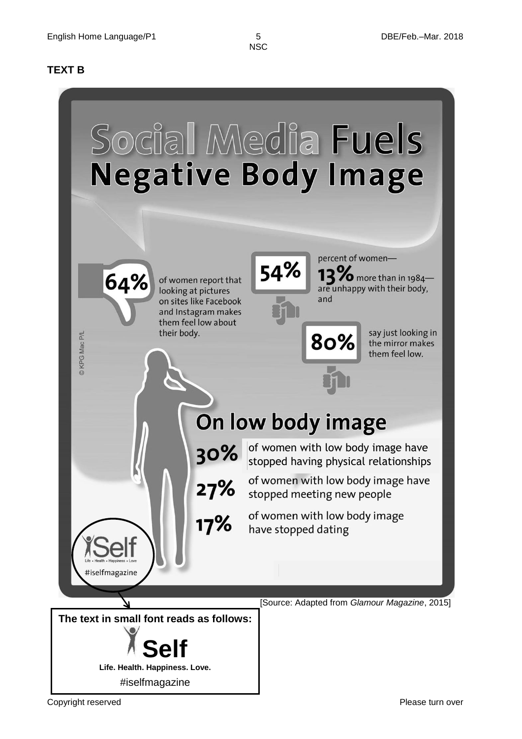## TEXT B

# Social Media Fuels Negative Body Image

**64%** of women report that looking at pictures on sites like Facebook and Instagram makes them feel low about their body.

**54%** percent of women—**13%** more than in 1984—are unhappy with their body, and

**80%** say just looking in the mirror makes them feel low.

© KPG Mac P/L

## On low body image

**30%** of women with low body image have stopped having physical relationships

**27%** of women with low body image have stopped meeting new people

**17%** of women with low body image have stopped dating

Self
Life • Health • Happiness • Love
#iselfmagazine

[Source: Adapted from *Glamour Magazine*, 2015]

**The text in small font reads as follows:**

**Self**

**Life. Health. Happiness. Love.**

#iselfmagazine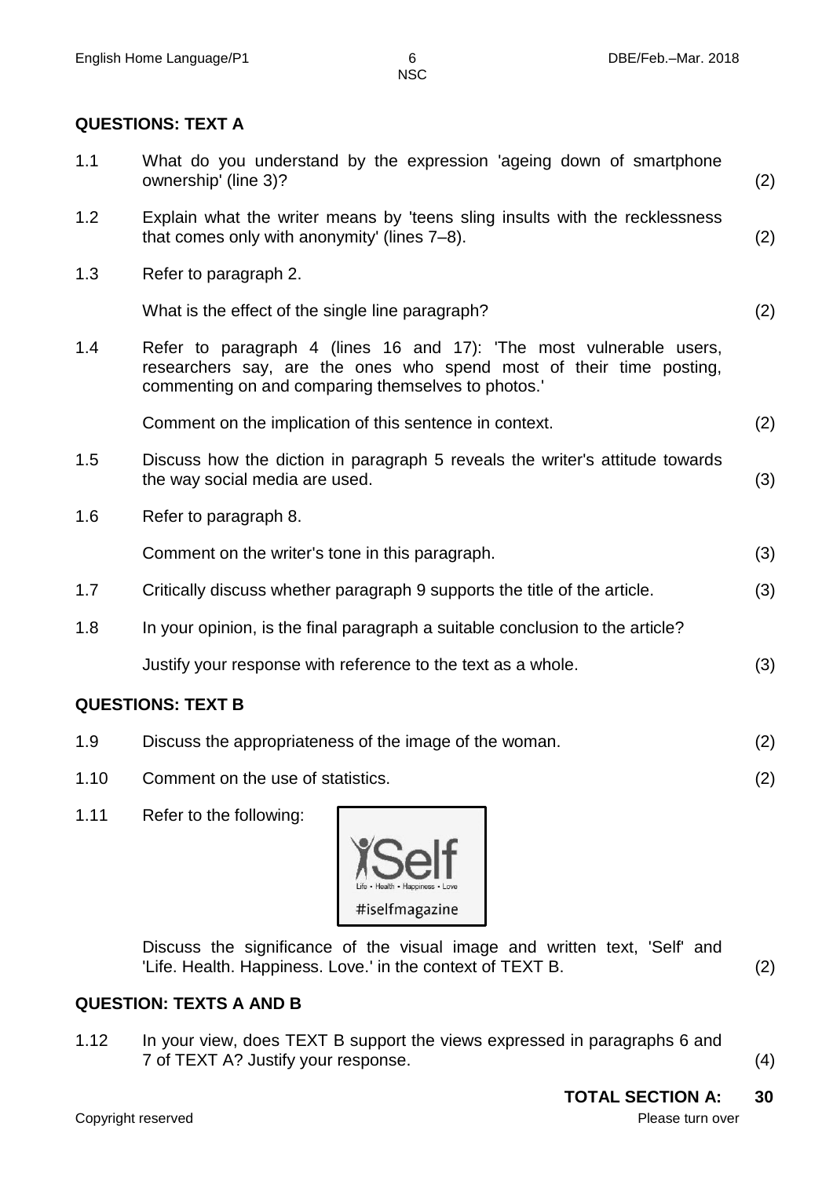## QUESTIONS: TEXT A

1.1 What do you understand by the expression 'ageing down of smartphone ownership' (line 3)? (2)

1.2 Explain what the writer means by 'teens sling insults with the recklessness that comes only with anonymity' (lines 7–8). (2)

1.3 Refer to paragraph 2.

What is the effect of the single line paragraph? (2)

1.4 Refer to paragraph 4 (lines 16 and 17): 'The most vulnerable users, researchers say, are the ones who spend most of their time posting, commenting on and comparing themselves to photos.'

Comment on the implication of this sentence in context. (2)

1.5 Discuss how the diction in paragraph 5 reveals the writer's attitude towards the way social media are used. (3)

1.6 Refer to paragraph 8.

Comment on the writer's tone in this paragraph. (3)

1.7 Critically discuss whether paragraph 9 supports the title of the article. (3)

1.8 In your opinion, is the final paragraph a suitable conclusion to the article?

Justify your response with reference to the text as a whole. (3)

## QUESTIONS: TEXT B

1.9 Discuss the appropriateness of the image of the woman. (2)

1.10 Comment on the use of statistics. (2)

1.11 Refer to the following:

Self
Life • Health • Happiness • Love
#iselfmagazine

Discuss the significance of the visual image and written text, 'Self' and 'Life. Health. Happiness. Love.' in the context of TEXT B. (2)

## QUESTION: TEXTS A AND B

1.12 In your view, does TEXT B support the views expressed in paragraphs 6 and 7 of TEXT A? Justify your response. (4)

**TOTAL SECTION A: 30**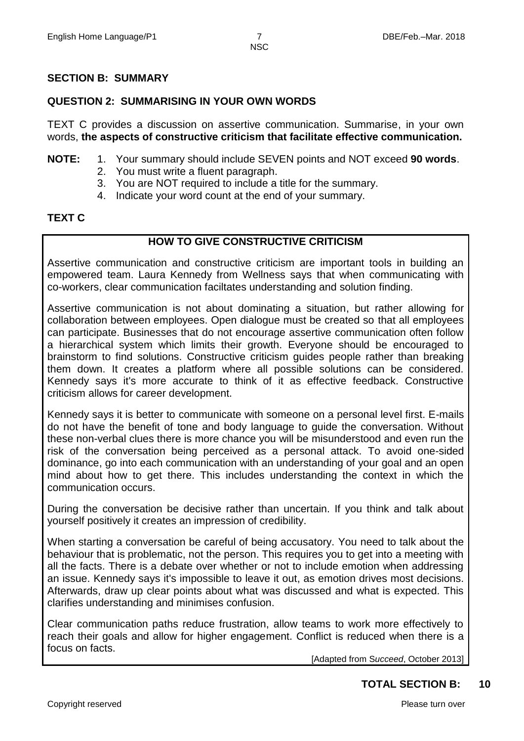## SECTION B: SUMMARY

### QUESTION 2: SUMMARISING IN YOUR OWN WORDS

TEXT C provides a discussion on assertive communication. Summarise, in your own words, **the aspects of constructive criticism that facilitate effective communication.**

**NOTE:**
1. Your summary should include SEVEN points and NOT exceed **90 words**.
2. You must write a fluent paragraph.
3. You are NOT required to include a title for the summary.
4. Indicate your word count at the end of your summary.

### TEXT C

**HOW TO GIVE CONSTRUCTIVE CRITICISM**

Assertive communication and constructive criticism are important tools in building an empowered team. Laura Kennedy from Wellness says that when communicating with co-workers, clear communication faciltates understanding and solution finding.

Assertive communication is not about dominating a situation, but rather allowing for collaboration between employees. Open dialogue must be created so that all employees can participate. Businesses that do not encourage assertive communication often follow a hierarchical system which limits their growth. Everyone should be encouraged to brainstorm to find solutions. Constructive criticism guides people rather than breaking them down. It creates a platform where all possible solutions can be considered. Kennedy says it's more accurate to think of it as effective feedback. Constructive criticism allows for career development.

Kennedy says it is better to communicate with someone on a personal level first. E-mails do not have the benefit of tone and body language to guide the conversation. Without these non-verbal clues there is more chance you will be misunderstood and even run the risk of the conversation being perceived as a personal attack. To avoid one-sided dominance, go into each communication with an understanding of your goal and an open mind about how to get there. This includes understanding the context in which the communication occurs.

During the conversation be decisive rather than uncertain. If you think and talk about yourself positively it creates an impression of credibility.

When starting a conversation be careful of being accusatory. You need to talk about the behaviour that is problematic, not the person. This requires you to get into a meeting with all the facts. There is a debate over whether or not to include emotion when addressing an issue. Kennedy says it's impossible to leave it out, as emotion drives most decisions. Afterwards, draw up clear points about what was discussed and what is expected. This clarifies understanding and minimises confusion.

Clear communication paths reduce frustration, allow teams to work more effectively to reach their goals and allow for higher engagement. Conflict is reduced when there is a focus on facts.

[Adapted from *Succeed*, October 2013]

**TOTAL SECTION B: 10**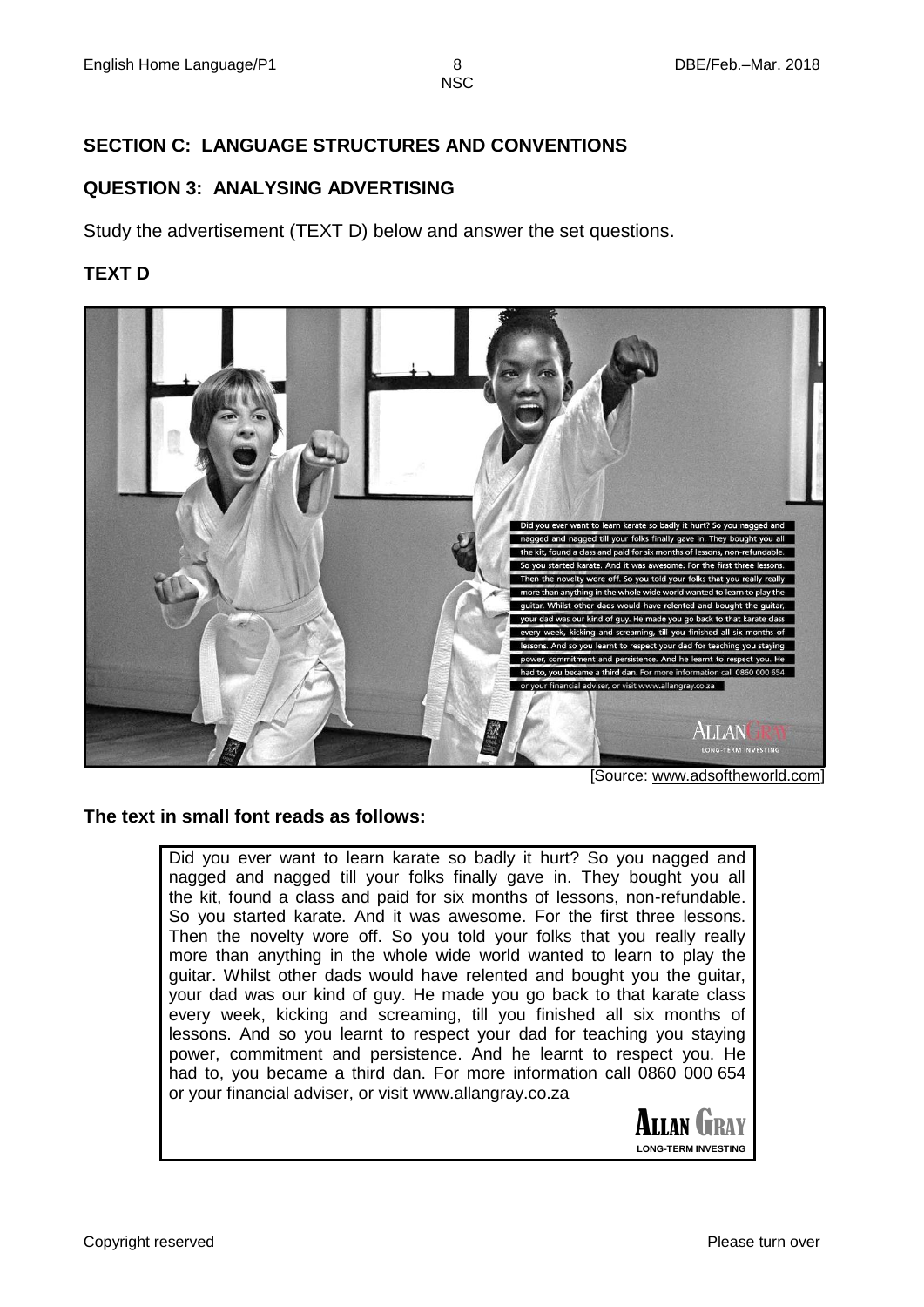## SECTION C: LANGUAGE STRUCTURES AND CONVENTIONS

### QUESTION 3: ANALYSING ADVERTISING

Study the advertisement (TEXT D) below and answer the set questions.

### TEXT D

[Source: www.adsoftheworld.com]

**The text in small font reads as follows:**

Did you ever want to learn karate so badly it hurt? So you nagged and nagged and nagged till your folks finally gave in. They bought you all the kit, found a class and paid for six months of lessons, non-refundable. So you started karate. And it was awesome. For the first three lessons. Then the novelty wore off. So you told your folks that you really really more than anything in the whole wide world wanted to learn to play the guitar. Whilst other dads would have relented and bought you the guitar, your dad was our kind of guy. He made you go back to that karate class every week, kicking and screaming, till you finished all six months of lessons. And so you learnt to respect your dad for teaching you staying power, commitment and persistence. And he learnt to respect you. He had to, you became a third dan. For more information call 0860 000 654 or your financial adviser, or visit www.allangray.co.za

**ALLAN GRAY**
LONG-TERM INVESTING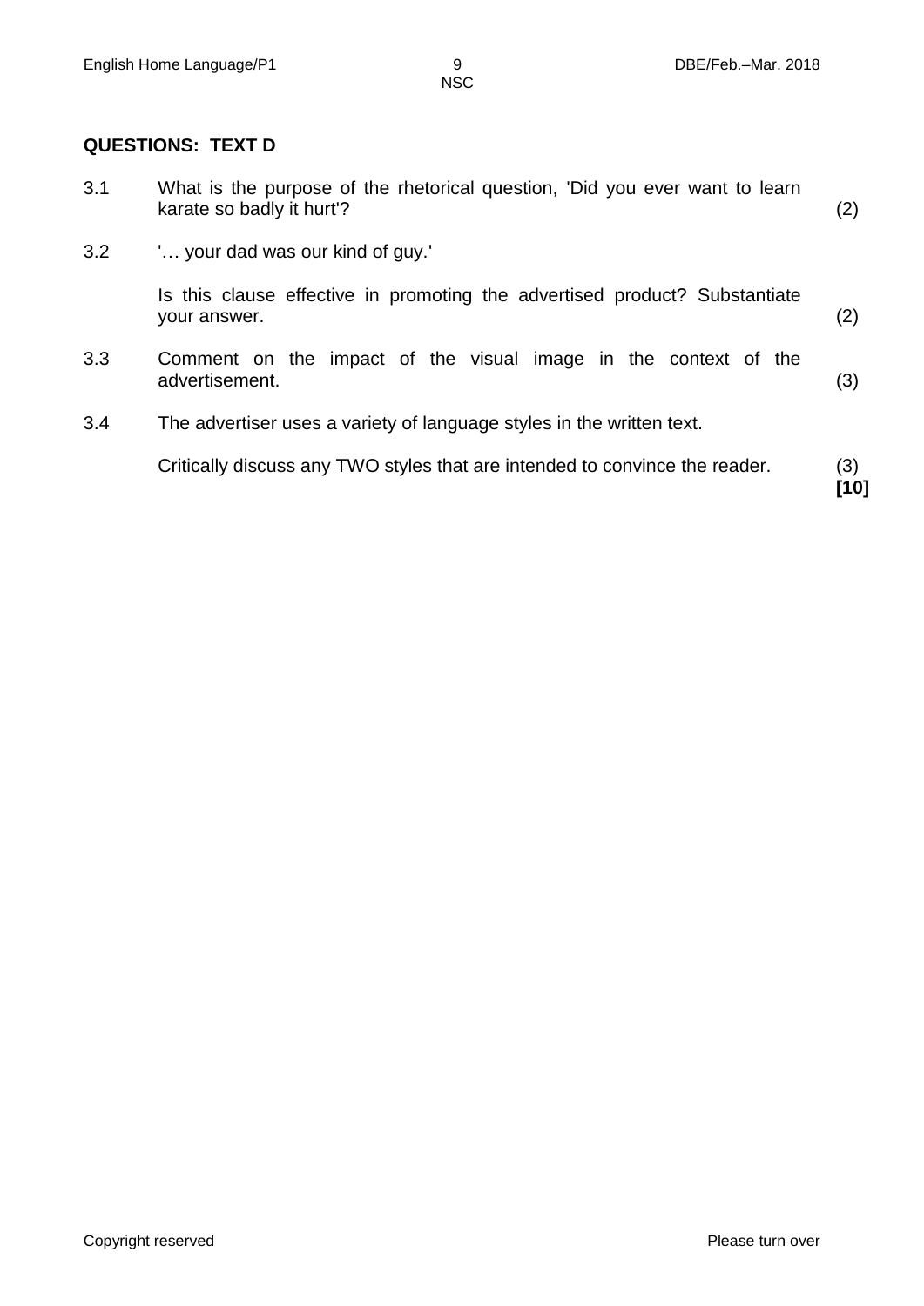## QUESTIONS: TEXT D

3.1 What is the purpose of the rhetorical question, 'Did you ever want to learn karate so badly it hurt'? (2)

3.2 '… your dad was our kind of guy.'

Is this clause effective in promoting the advertised product? Substantiate your answer. (2)

3.3 Comment on the impact of the visual image in the context of the advertisement. (3)

3.4 The advertiser uses a variety of language styles in the written text.

Critically discuss any TWO styles that are intended to convince the reader. (3)
**[10]**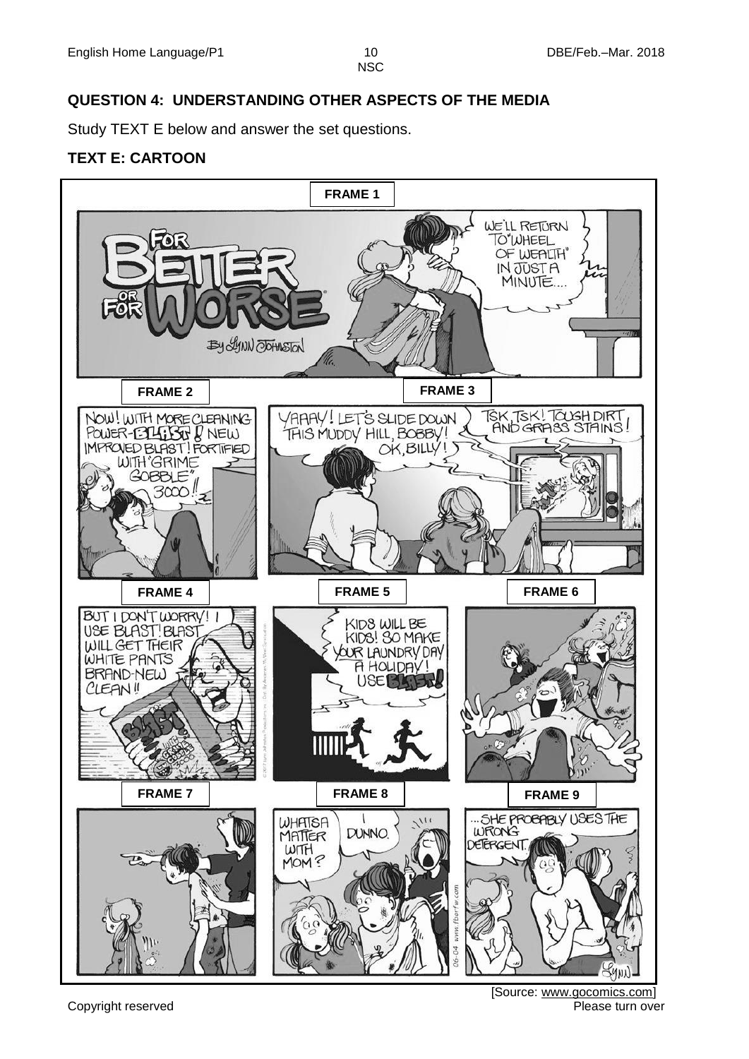## QUESTION 4: UNDERSTANDING OTHER ASPECTS OF THE MEDIA

Study TEXT E below and answer the set questions.

### TEXT E: CARTOON

**FRAME 1**

FOR BETTER OR FOR WORSE
By Lynn Johnston

WE'LL RETURN TO "WHEEL OF WEALTH" IN JUST A MINUTE....

**FRAME 2**

NOW! WITH MORE CLEANING POWER- BLAST ! NEW IMPROVED BLAST! FORTIFIED WITH "GRIME GOBBLE" 3000!!

**FRAME 3**

YAAAY! LET'S SLIDE DOWN THIS MUDDY HILL, BOBBY!

OK, BILLY!

TSK, TSK! TOUGH DIRT AND GRASS STAINS!

**FRAME 4**

BUT I DON'T WORRY! I USE BLAST! BLAST WILL GET THEIR WHITE PANTS BRAND-NEW CLEAN!!

**FRAME 5**

KIDS WILL BE KIDS! SO MAKE YOUR LAUNDRY DAY A HOLIDAY! USE BLAST!

**FRAME 6**

**FRAME 7**

**FRAME 8**

WHATSA MATTER WITH MOM?

I DUNNO.

**FRAME 9**

...SHE PROBABLY USES THE WRONG DETERGENT.

[Source: www.gocomics.com]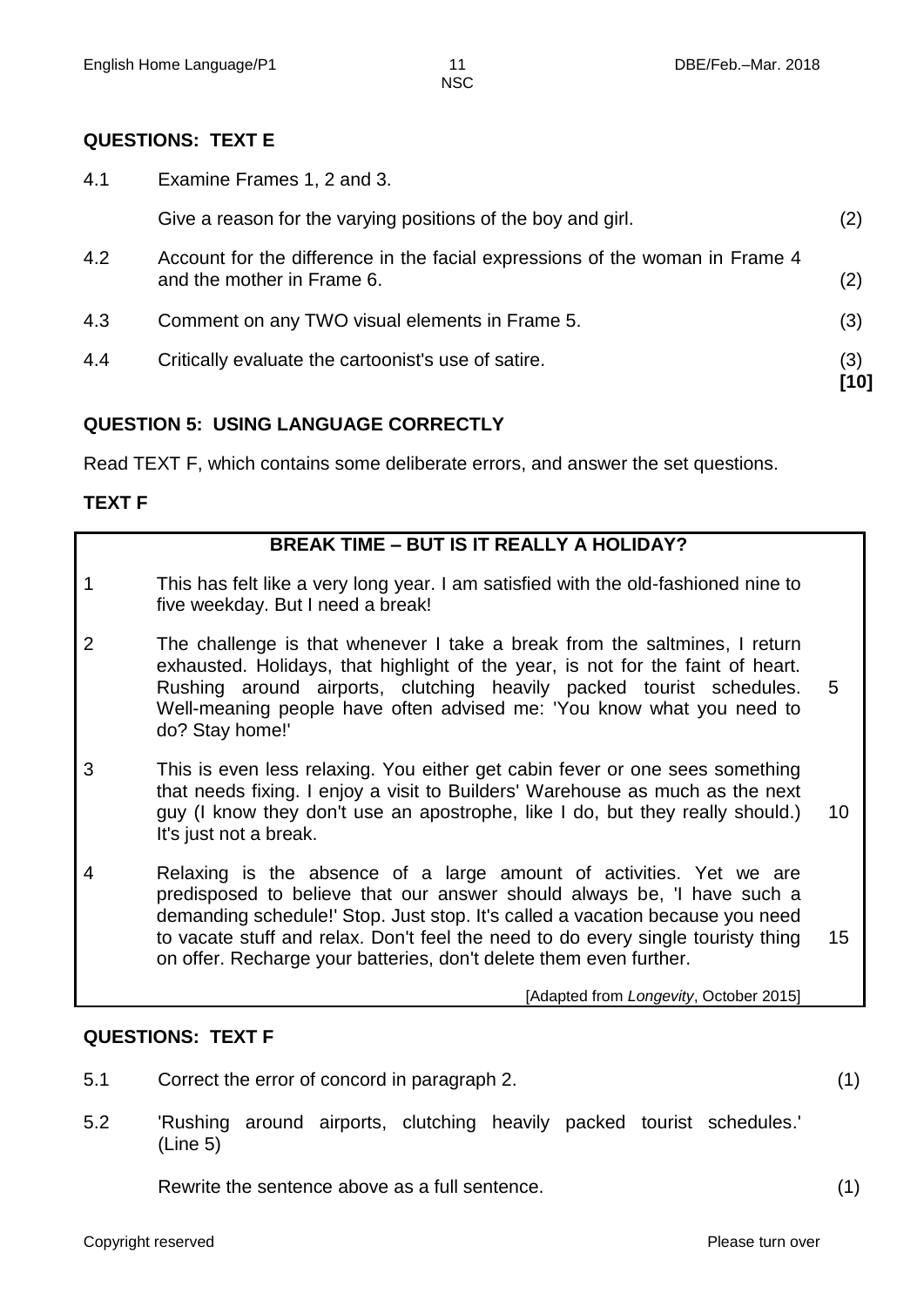## QUESTIONS: TEXT E

| | | |
|---|---|---|
| 4.1 | Examine Frames 1, 2 and 3. | |
| | Give a reason for the varying positions of the boy and girl. | (2) |
| 4.2 | Account for the difference in the facial expressions of the woman in Frame 4 and the mother in Frame 6. | (2) |
| 4.3 | Comment on any TWO visual elements in Frame 5. | (3) |
| 4.4 | Critically evaluate the cartoonist's use of satire. | (3) **[10]** |

## QUESTION 5: USING LANGUAGE CORRECTLY

Read TEXT F, which contains some deliberate errors, and answer the set questions.

### TEXT F

**BREAK TIME – BUT IS IT REALLY A HOLIDAY?**

1 This has felt like a very long year. I am satisfied with the old-fashioned nine to five weekday. But I need a break!

2 The challenge is that whenever I take a break from the saltmines, I return exhausted. Holidays, that highlight of the year, is not for the faint of heart. Rushing around airports, clutching heavily packed tourist schedules. Well-meaning people have often advised me: 'You know what you need to do? Stay home!' (5)

3 This is even less relaxing. You either get cabin fever or one sees something that needs fixing. I enjoy a visit to Builders' Warehouse as much as the next guy (I know they don't use an apostrophe, like I do, but they really should.) It's just not a break. (10)

4 Relaxing is the absence of a large amount of activities. Yet we are predisposed to believe that our answer should always be, 'I have such a demanding schedule!' Stop. Just stop. It's called a vacation because you need to vacate stuff and relax. Don't feel the need to do every single touristy thing on offer. Recharge your batteries, don't delete them even further. (15)

[Adapted from *Longevity*, October 2015]

## QUESTIONS: TEXT F

| | | |
|---|---|---|
| 5.1 | Correct the error of concord in paragraph 2. | (1) |
| 5.2 | 'Rushing around airports, clutching heavily packed tourist schedules.' (Line 5) | |
| | Rewrite the sentence above as a full sentence. | (1) |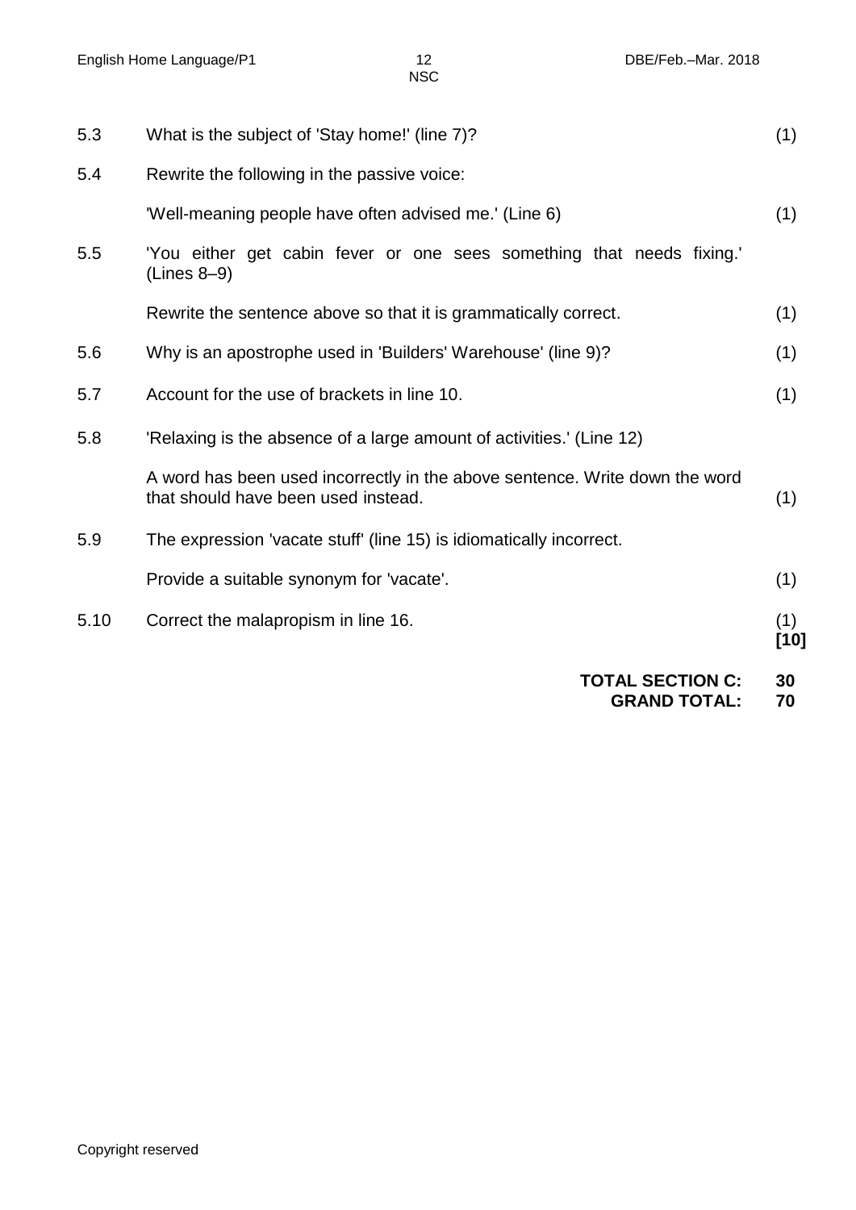| | | |
|---|---|---|
| 5.3 | What is the subject of 'Stay home!' (line 7)? | (1) |
| 5.4 | Rewrite the following in the passive voice: | |
| | 'Well-meaning people have often advised me.' (Line 6) | (1) |
| 5.5 | 'You either get cabin fever or one sees something that needs fixing.' (Lines 8–9) | |
| | Rewrite the sentence above so that it is grammatically correct. | (1) |
| 5.6 | Why is an apostrophe used in 'Builders' Warehouse' (line 9)? | (1) |
| 5.7 | Account for the use of brackets in line 10. | (1) |
| 5.8 | 'Relaxing is the absence of a large amount of activities.' (Line 12) | |
| | A word has been used incorrectly in the above sentence. Write down the word that should have been used instead. | (1) |
| 5.9 | The expression 'vacate stuff' (line 15) is idiomatically incorrect. | |
| | Provide a suitable synonym for 'vacate'. | (1) |
| 5.10 | Correct the malapropism in line 16. | (1) **[10]** |

**TOTAL SECTION C: 30**

**GRAND TOTAL: 70**